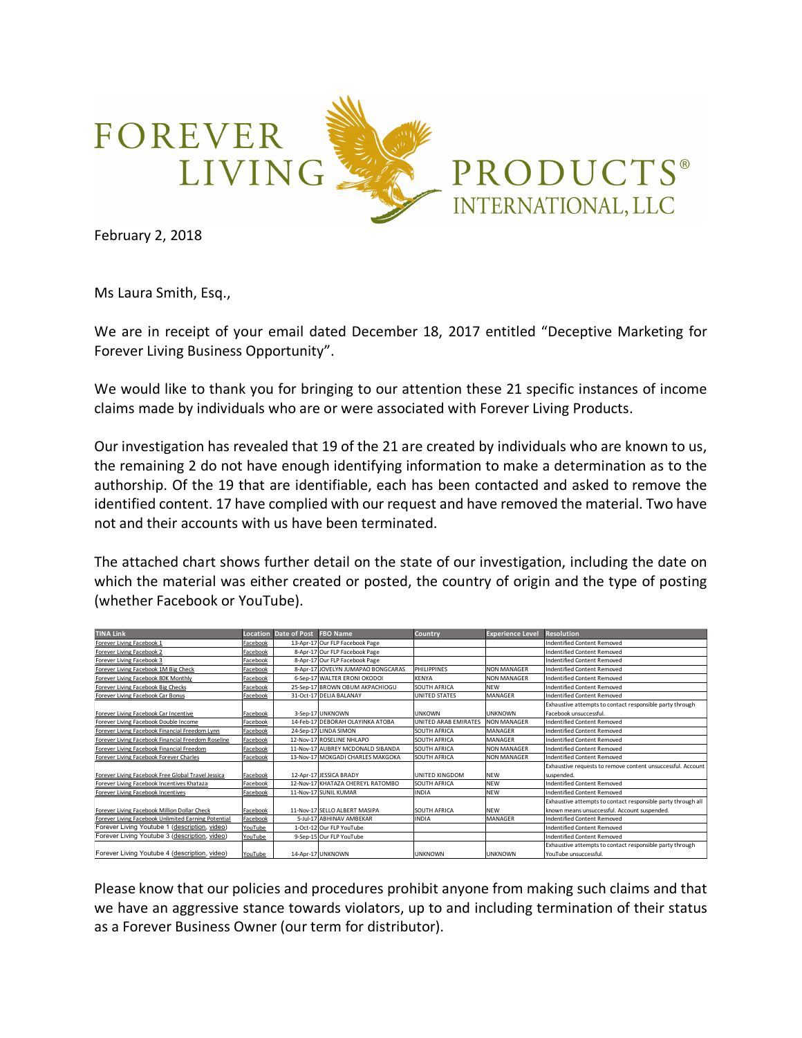# FOREVER LIVING PRODUCTS® INTERNATIONAL, LLC

February 2, 2018

Ms Laura Smith, Esq.,

We are in receipt of your email dated December 18, 2017 entitled "Deceptive Marketing for Forever Living Business Opportunity".

We would like to thank you for bringing to our attention these 21 specific instances of income claims made by individuals who are or were associated with Forever Living Products.

Our investigation has revealed that 19 of the 21 are created by individuals who are known to us, the remaining 2 do not have enough identifying information to make a determination as to the authorship. Of the 19 that are identifiable, each has been contacted and asked to remove the identified content. 17 have complied with our request and have removed the material. Two have not and their accounts with us have been terminated.

The attached chart shows further detail on the state of our investigation, including the date on which the material was either created or posted, the country of origin and the type of posting (whether Facebook or YouTube).

| TINA Link | Location | Date of Post | FBO Name | Country | Experience Level | Resolution |
|---|---|---|---|---|---|---|
| Forever Living Facebook 1 | Facebook | 13-Apr-17 | Our FLP Facebook Page | | | Indentified Content Removed |
| Forever Living Facebook 2 | Facebook | 8-Apr-17 | Our FLP Facebook Page | | | Indentified Content Removed |
| Forever Living Facebook 3 | Facebook | 8-Apr-17 | Our FLP Facebook Page | | | Indentified Content Removed |
| Forever Living Facebook 1M Big Check | Facebook | 8-Apr-17 | JOVELYN JUMAPAO BONGCARAS | PHILIPPINES | NON MANAGER | Indentified Content Removed |
| Forever Living Facebook 80K Monthly | Facebook | 6-Sep-17 | WALTER ERONI OKODOI | KENYA | NON MANAGER | Indentified Content Removed |
| Forever Living Facebook Big Checks | Facebook | 25-Sep-17 | BROWN OBUM AKPACHIOGU | SOUTH AFRICA | NEW | Indentified Content Removed |
| Forever Living Facebook Car Bonus | Facebook | 31-Oct-17 | DELIA BALANAY | UNITED STATES | MANAGER | Indentified Content Removed |
| Forever Living Facebook Car Incentive | Facebook | 3-Sep-17 | UNKNOWN | UNKOWN | UNKNOWN | Exhaustive attempts to contact responsible party through Facebook unsuccessful. |
| Forever Living Facebook Double Income | Facebook | 14-Feb-17 | DEBORAH OLAYINKA ATOBA | UNITED ARAB EMIRATES | NON MANAGER | Indentified Content Removed |
| Forever Living Facebook Financial Freedom Lynn | Facebook | 24-Sep-17 | LINDA SIMON | SOUTH AFRICA | MANAGER | Indentified Content Removed |
| Forever Living Facebook Financial Freedom Roseline | Facebook | 12-Nov-17 | ROSELINE NHLAPO | SOUTH AFRICA | MANAGER | Indentified Content Removed |
| Forever Living Facebook Financial Freedom | Facebook | 11-Nov-17 | AUBREY MCDONALD SIBANDA | SOUTH AFRICA | NON MANAGER | Indentified Content Removed |
| Forever Living Facebook Forever Charles | Facebook | 13-Nov-17 | MOKGADI CHARLES MAKGOKA | SOUTH AFRICA | NON MANAGER | Indentified Content Removed |
| Forever Living Facebook Free Global Travel Jessica | Facebook | 12-Apr-17 | JESSICA BRADY | UNITED KINGDOM | NEW | Exhaustive requests to remove content unsuccessful. Account suspended. |
| Forever Living Facebook Incentives Khataza | Facebook | 12-Nov-17 | KHATAZA CHEREYL RATOMBO | SOUTH AFRICA | NEW | Indentified Content Removed |
| Forever Living Facebook Incentives | Facebook | 11-Nov-17 | SUNIL KUMAR | INDIA | NEW | Indentified Content Removed |
| Forever Living Facebook Million Dollar Check | Facebook | 11-Nov-17 | SELLO ALBERT MASIPA | SOUTH AFRICA | NEW | Exhaustive attempts to contact responsible party through all known means unsuccessful. Account suspended. |
| Forever Living Facebook Unlimited Earning Potential | Facebook | 5-Jul-17 | ABHINAV AMBEKAR | INDIA | MANAGER | Indentified Content Removed |
| Forever Living Youtube 1 (description, video) | YouTube | 1-Oct-12 | Our FLP YouTube | | | Indentified Content Removed |
| Forever Living Youtube 3 (description, video) | YouTube | 9-Sep-15 | Our FLP YouTube | | | Indentified Content Removed |
| Forever Living Youtube 4 (description, video) | YouTube | 14-Apr-17 | UNKNOWN | UNKNOWN | UNKNOWN | Exhaustive attempts to contact responsible party through YouTube unsuccessful. |

Please know that our policies and procedures prohibit anyone from making such claims and that we have an aggressive stance towards violators, up to and including termination of their status as a Forever Business Owner (our term for distributor).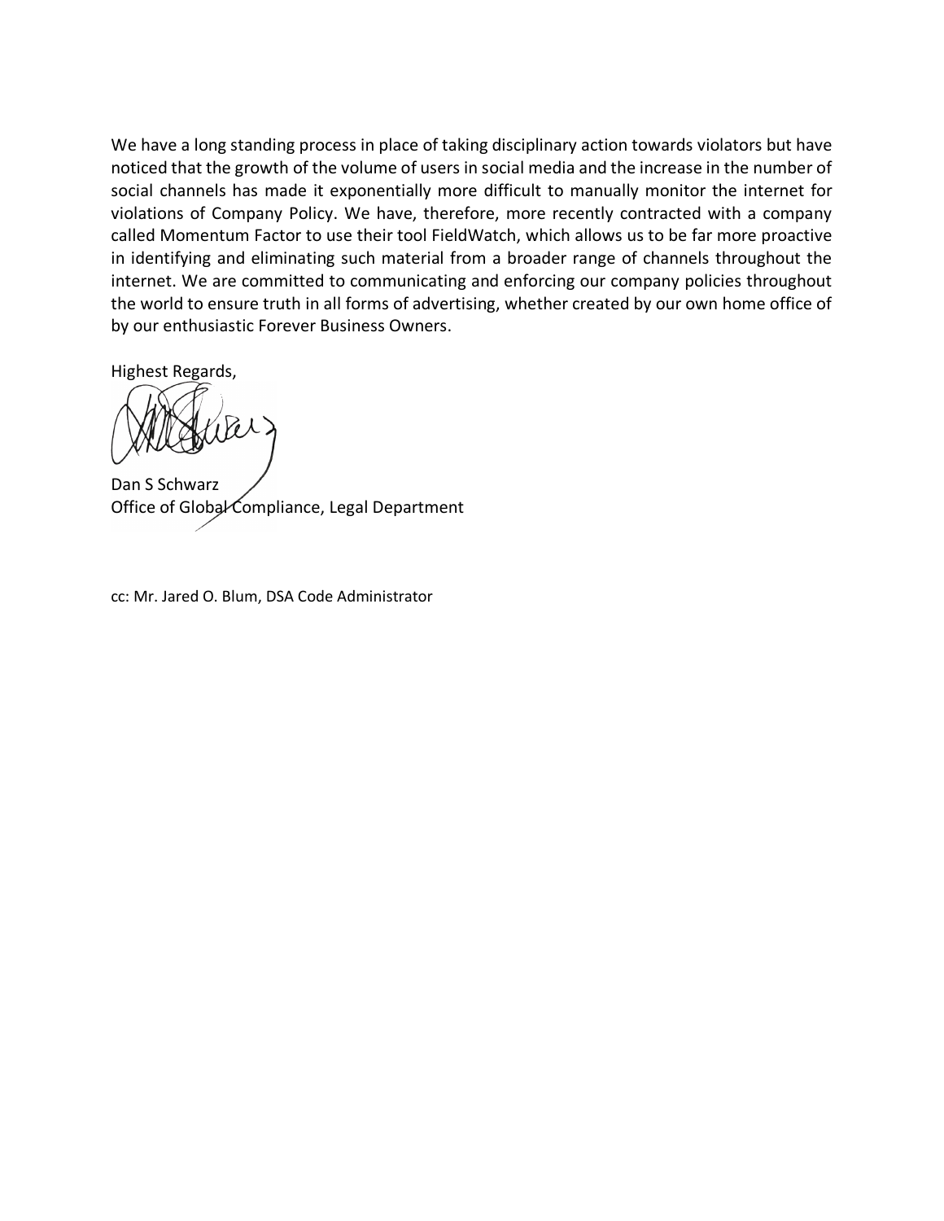We have a long standing process in place of taking disciplinary action towards violators but have noticed that the growth of the volume of users in social media and the increase in the number of social channels has made it exponentially more difficult to manually monitor the internet for violations of Company Policy. We have, therefore, more recently contracted with a company called Momentum Factor to use their tool FieldWatch, which allows us to be far more proactive in identifying and eliminating such material from a broader range of channels throughout the internet. We are committed to communicating and enforcing our company policies throughout the world to ensure truth in all forms of advertising, whether created by our own home office of by our enthusiastic Forever Business Owners.

Highest Regards,

Dan S Schwarz
Office of Global Compliance, Legal Department

cc: Mr. Jared O. Blum, DSA Code Administrator